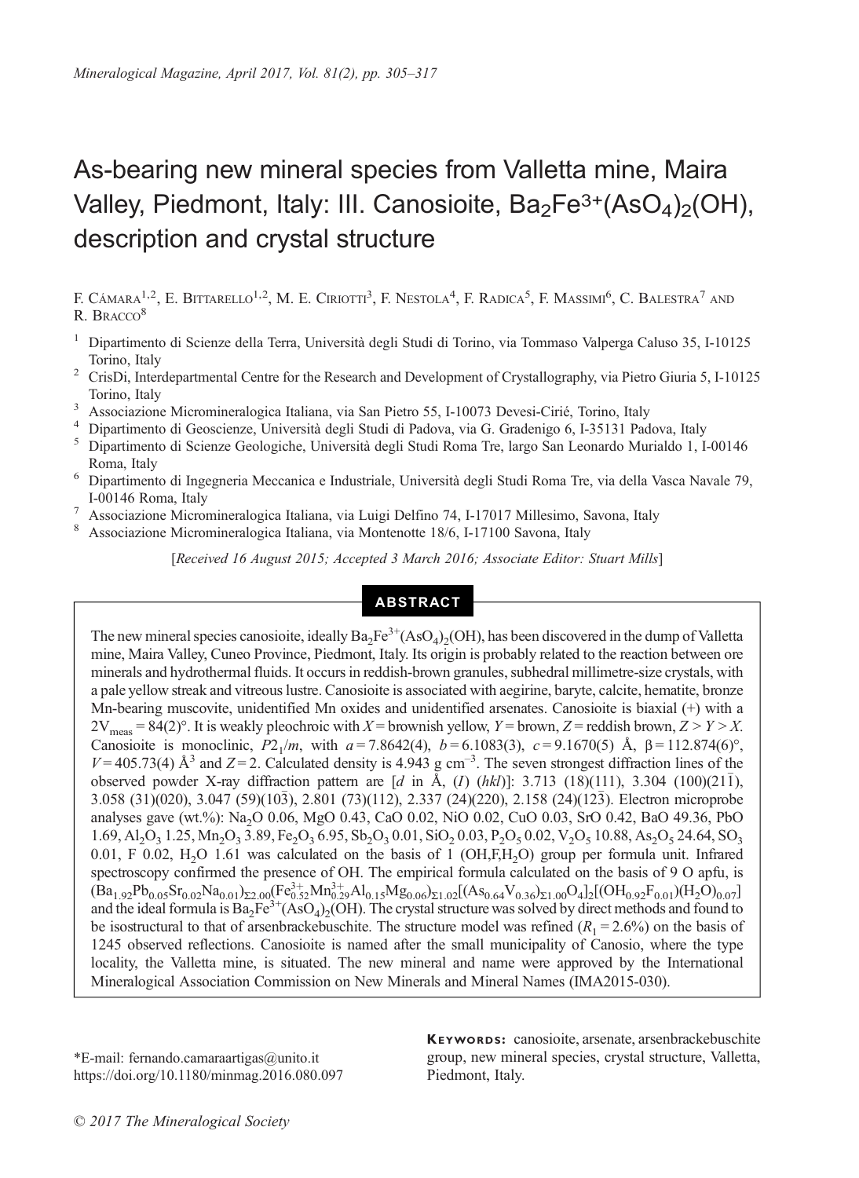# As-bearing new mineral species from Valletta mine, Maira Valley, Piedmont, Italy: III. Canosioite, $Ba_2Fe^{3+}(AsO_4)_2(OH)$, description and crystal structure

F. Cámara[1,2], E. Bittarello[1,2], M. E. Ciriotti[3], F. Nestola[4], F. Radica[5], F. Massimi[6], C. Balestra[7] and R. Bracco[8]

[1] Dipartimento di Scienze della Terra, Università degli Studi di Torino, via Tommaso Valperga Caluso 35, I-10125 Torino, Italy

[2] CrisDi, Interdepartmental Centre for the Research and Development of Crystallography, via Pietro Giuria 5, I-10125 Torino, Italy

[3] Associazione Micromineralogica Italiana, via San Pietro 55, I-10073 Devesi-Cirié, Torino, Italy

[4] Dipartimento di Geoscienze, Università degli Studi di Padova, via G. Gradenigo 6, I-35131 Padova, Italy

[5] Dipartimento di Scienze Geologiche, Università degli Studi Roma Tre, largo San Leonardo Murialdo 1, I-00146 Roma, Italy

[6] Dipartimento di Ingegneria Meccanica e Industriale, Università degli Studi Roma Tre, via della Vasca Navale 79, I-00146 Roma, Italy

[7] Associazione Micromineralogica Italiana, via Luigi Delfino 74, I-17017 Millesimo, Savona, Italy

[8] Associazione Micromineralogica Italiana, via Montenotte 18/6, I-17100 Savona, Italy

[*Received 16 August 2015; Accepted 3 March 2016; Associate Editor: Stuart Mills*]

## ABSTRACT

The new mineral species canosioite, ideally $Ba_2Fe^{3+}(AsO_4)_2(OH)$, has been discovered in the dump of Valletta mine, Maira Valley, Cuneo Province, Piedmont, Italy. Its origin is probably related to the reaction between ore minerals and hydrothermal fluids. It occurs in reddish-brown granules, subhedral millimetre-size crystals, with a pale yellow streak and vitreous lustre. Canosioite is associated with aegirine, baryte, calcite, hematite, bronze Mn-bearing muscovite, unidentified Mn oxides and unidentified arsenates. Canosioite is biaxial (+) with a $2V_{meas} = 84(2)°$. It is weakly pleochroic with $X$ = brownish yellow, $Y$ = brown, $Z$ = reddish brown, $Z > Y > X$. Canosioite is monoclinic, $P2_1/m$, with $a = 7.8642(4)$, $b = 6.1083(3)$, $c = 9.1670(5)$ Å, $\beta = 112.874(6)°$, $V = 405.73(4)$ Å$^3$ and $Z = 2$. Calculated density is 4.943 g cm$^{-3}$. The seven strongest diffraction lines of the observed powder X-ray diffraction pattern are [$d$ in Å, ($I$) ($hkl$)]: 3.713 (18)(111), 3.304 (100)(21$\bar{1}$), 3.058 (31)(020), 3.047 (59)(10$\bar{3}$), 2.801 (73)(112), 2.337 (24)(220), 2.158 (24)(12$\bar{3}$). Electron microprobe analyses gave (wt.%): $Na_2O$ 0.06, MgO 0.43, CaO 0.02, NiO 0.02, CuO 0.03, SrO 0.42, BaO 49.36, PbO 1.69, $Al_2O_3$ 1.25, $Mn_2O_3$ 3.89, $Fe_2O_3$ 6.95, $Sb_2O_3$ 0.01, $SiO_2$ 0.03, $P_2O_5$ 0.02, $V_2O_5$ 10.88, $As_2O_5$ 24.64, $SO_3$ 0.01, F 0.02, $H_2O$ 1.61 was calculated on the basis of 1 (OH,F,$H_2O$) group per formula unit. Infrared spectroscopy confirmed the presence of OH. The empirical formula calculated on the basis of 9 O apfu, is $(Ba_{1.92}Pb_{0.05}Sr_{0.02}Na_{0.01})_{\Sigma 2.00}(Fe^{3+}_{0.52}Mn^{3+}_{0.29}Al_{0.15}Mg_{0.06})_{\Sigma 1.02}[(As_{0.64}V_{0.36})_{\Sigma 1.00}O_4]_2[(OH_{0.92}F_{0.01})(H_2O)_{0.07}]$ and the ideal formula is $Ba_2Fe^{3+}(AsO_4)_2(OH)$. The crystal structure was solved by direct methods and found to be isostructural to that of arsenbrackebuschite. The structure model was refined ($R_1 = 2.6\%$) on the basis of 1245 observed reflections. Canosioite is named after the small municipality of Canosio, where the type locality, the Valletta mine, is situated. The new mineral and name were approved by the International Mineralogical Association Commission on New Minerals and Mineral Names (IMA2015-030).

**Keywords:** canosioite, arsenate, arsenbrackebuschite group, new mineral species, crystal structure, Valletta, Piedmont, Italy.

*E-mail: fernando.camaraartigas@unito.it
https://doi.org/10.1180/minmag.2016.080.097

© 2017 The Mineralogical Society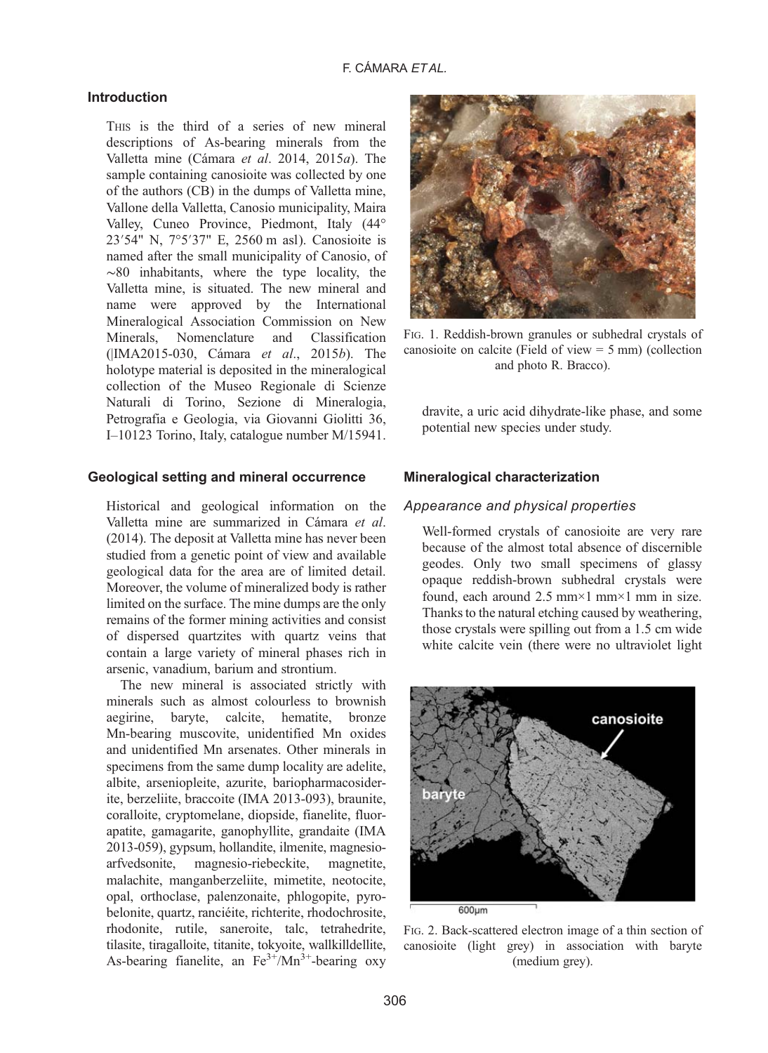## Introduction

This is the third of a series of new mineral descriptions of As-bearing minerals from the Valletta mine (Cámara *et al*. 2014, 2015*a*). The sample containing canosioite was collected by one of the authors (CB) in the dumps of Valletta mine, Vallone della Valletta, Canosio municipality, Maira Valley, Cuneo Province, Piedmont, Italy (44° 23′54" N, 7°5′37" E, 2560 m asl). Canosioite is named after the small municipality of Canosio, of ~80 inhabitants, where the type locality, the Valletta mine, is situated. The new mineral and name were approved by the International Mineralogical Association Commission on New Minerals, Nomenclature and Classification (|IMA2015-030, Cámara *et al*., 2015*b*). The holotype material is deposited in the mineralogical collection of the Museo Regionale di Scienze Naturali di Torino, Sezione di Mineralogia, Petrografia e Geologia, via Giovanni Giolitti 36, I–10123 Torino, Italy, catalogue number M/15941.

## Geological setting and mineral occurrence

Historical and geological information on the Valletta mine are summarized in Cámara *et al*. (2014). The deposit at Valletta mine has never been studied from a genetic point of view and available geological data for the area are of limited detail. Moreover, the volume of mineralized body is rather limited on the surface. The mine dumps are the only remains of the former mining activities and consist of dispersed quartzites with quartz veins that contain a large variety of mineral phases rich in arsenic, vanadium, barium and strontium.

The new mineral is associated strictly with minerals such as almost colourless to brownish aegirine, baryte, calcite, hematite, bronze Mn-bearing muscovite, unidentified Mn oxides and unidentified Mn arsenates. Other minerals in specimens from the same dump locality are adelite, albite, arseniopleite, azurite, bariopharmacosiderite, berzeliite, braccoite (IMA 2013-093), braunite, coralloite, cryptomelane, diopside, fianelite, fluorapatite, gamagarite, ganophyllite, grandaite (IMA 2013-059), gypsum, hollandite, ilmenite, magnesio-arfvedsonite, magnesio-riebeckite, magnetite, malachite, manganberzeliite, mimetite, neotocite, opal, orthoclase, palenzonaite, phlogopite, pyrobelonite, quartz, ranciéite, richterite, rhodochrosite, rhodonite, rutile, saneroite, talc, tetrahedrite, tilasite, tiragalloite, titanite, tokyoite, wallkilldellite, As-bearing fianelite, an $Fe^{3+}$/$Mn^{3+}$-bearing oxy dravite, a uric acid dihydrate-like phase, and some potential new species under study.

Fig. 1. Reddish-brown granules or subhedral crystals of canosioite on calcite (Field of view = 5 mm) (collection and photo R. Bracco).

## Mineralogical characterization

### Appearance and physical properties

Well-formed crystals of canosioite are very rare because of the almost total absence of discernible geodes. Only two small specimens of glassy opaque reddish-brown subhedral crystals were found, each around 2.5 mm×1 mm×1 mm in size. Thanks to the natural etching caused by weathering, those crystals were spilling out from a 1.5 cm wide white calcite vein (there were no ultraviolet light

Fig. 2. Back-scattered electron image of a thin section of canosioite (light grey) in association with baryte (medium grey).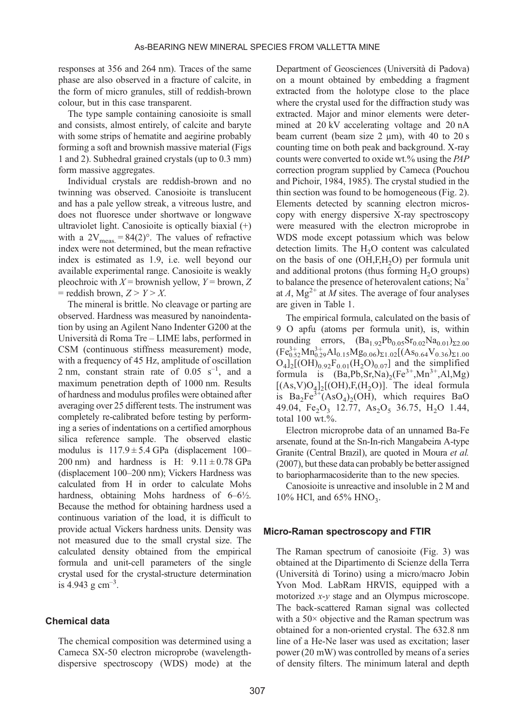responses at 356 and 264 nm). Traces of the same phase are also observed in a fracture of calcite, in the form of micro granules, still of reddish-brown colour, but in this case transparent.

The type sample containing canosioite is small and consists, almost entirely, of calcite and baryte with some strips of hematite and aegirine probably forming a soft and brownish massive material (Figs 1 and 2). Subhedral grained crystals (up to 0.3 mm) form massive aggregates.

Individual crystals are reddish-brown and no twinning was observed. Canosioite is translucent and has a pale yellow streak, a vitreous lustre, and does not fluoresce under shortwave or longwave ultraviolet light. Canosioite is optically biaxial (+) with a $2V_{meas.} = 84(2)°$. The values of refractive index were not determined, but the mean refractive index is estimated as 1.9, i.e. well beyond our available experimental range. Canosioite is weakly pleochroic with $X$ = brownish yellow, $Y$ = brown, $Z$ = reddish brown, $Z > Y > X$.

The mineral is brittle. No cleavage or parting are observed. Hardness was measured by nanoindentation by using an Agilent Nano Indenter G200 at the Università di Roma Tre – LIME labs, performed in CSM (continuous stiffness measurement) mode, with a frequency of 45 Hz, amplitude of oscillation 2 nm, constant strain rate of 0.05 $s^{-1}$, and a maximum penetration depth of 1000 nm. Results of hardness and modulus profiles were obtained after averaging over 25 different tests. The instrument was completely re-calibrated before testing by performing a series of indentations on a certified amorphous silica reference sample. The observed elastic modulus is $117.9 \pm 5.4$ GPa (displacement 100–200 nm) and hardness is H: $9.11 \pm 0.78$ GPa (displacement 100–200 nm); Vickers Hardness was calculated from H in order to calculate Mohs hardness, obtaining Mohs hardness of 6–6½. Because the method for obtaining hardness used a continuous variation of the load, it is difficult to provide actual Vickers hardness units. Density was not measured due to the small crystal size. The calculated density obtained from the empirical formula and unit-cell parameters of the single crystal used for the crystal-structure determination is 4.943 g $cm^{-3}$.

## Chemical data

The chemical composition was determined using a Cameca SX-50 electron microprobe (wavelength-dispersive spectroscopy (WDS) mode) at the Department of Geosciences (Università di Padova) on a mount obtained by embedding a fragment extracted from the holotype close to the place where the crystal used for the diffraction study was extracted. Major and minor elements were determined at 20 kV accelerating voltage and 20 nA beam current (beam size 2 μm), with 40 to 20 s counting time on both peak and background. X-ray counts were converted to oxide wt.% using the *PAP* correction program supplied by Cameca (Pouchou and Pichoir, 1984, 1985). The crystal studied in the thin section was found to be homogeneous (Fig. 2). Elements detected by scanning electron microscopy with energy dispersive X-ray spectroscopy were measured with the electron microprobe in WDS mode except potassium which was below detection limits. The $H_2O$ content was calculated on the basis of one ($OH,F,H_2O$) per formula unit and additional protons (thus forming $H_2O$ groups) to balance the presence of heterovalent cations; $Na^+$ at $A$, $Mg^{2+}$ at $M$ sites. The average of four analyses are given in Table 1.

The empirical formula, calculated on the basis of 9 O apfu (atoms per formula unit), is, within rounding errors, $(Ba_{1.92}Pb_{0.05}Sr_{0.02}Na_{0.01})_{\Sigma 2.00}$ $(Fe^{3+}_{0.52}Mn^{3+}_{0.29}Al_{0.15}Mg_{0.06})_{\Sigma 1.02}[(As_{0.64}V_{0.36})_{\Sigma 1.00}O_4]_2[(OH)_{0.92}F_{0.01}(H_2O)_{0.07}]$ and the simplified formula is $(Ba,Pb,Sr,Na)_2(Fe^{3+},Mn^{3+},Al,Mg)[(As,V)O_4]_2[(OH),F,(H_2O)]$. The ideal formula is $Ba_2Fe^{3+}(AsO_4)_2(OH)$, which requires BaO 49.04, $Fe_2O_3$ 12.77, $As_2O_5$ 36.75, $H_2O$ 1.44, total 100 wt.%.

Electron microprobe data of an unnamed Ba-Fe arsenate, found at the Sn-In-rich Mangabeira A-type Granite (Central Brazil), are quoted in Moura *et al.* (2007), but these data can probably be better assigned to bariopharmacosiderite than to the new species.

Canosioite is unreactive and insoluble in 2 M and 10% HCl, and 65% $HNO_3$.

## Micro-Raman spectroscopy and FTIR

The Raman spectrum of canosioite (Fig. 3) was obtained at the Dipartimento di Scienze della Terra (Università di Torino) using a micro/macro Jobin Yvon Mod. LabRam HRVIS, equipped with a motorized $x$-$y$ stage and an Olympus microscope. The back-scattered Raman signal was collected with a 50× objective and the Raman spectrum was obtained for a non-oriented crystal. The 632.8 nm line of a He-Ne laser was used as excitation; laser power (20 mW) was controlled by means of a series of density filters. The minimum lateral and depth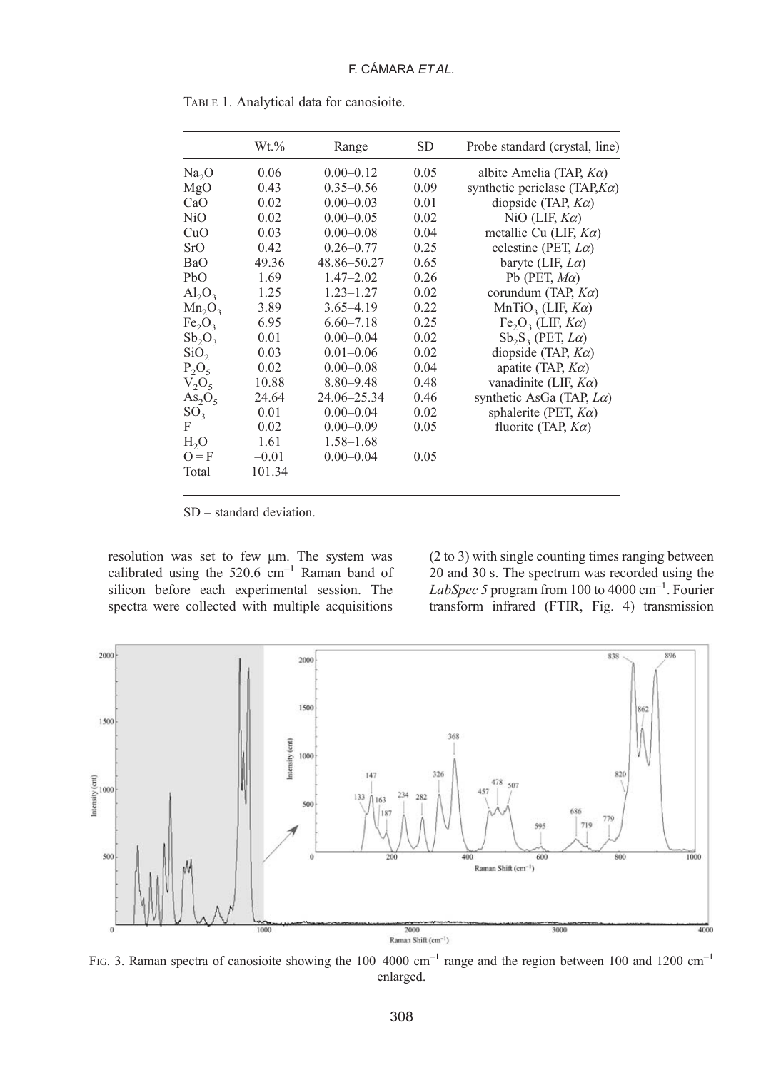TABLE 1. Analytical data for canosioite.

| | Wt.% | Range | SD | Probe standard (crystal, line) |
|---|---|---|---|---|
| $Na_2O$ | 0.06 | 0.00–0.12 | 0.05 | albite Amelia (TAP, $K\alpha$) |
| MgO | 0.43 | 0.35–0.56 | 0.09 | synthetic periclase (TAP,$K\alpha$) |
| CaO | 0.02 | 0.00–0.03 | 0.01 | diopside (TAP, $K\alpha$) |
| NiO | 0.02 | 0.00–0.05 | 0.02 | NiO (LIF, $K\alpha$) |
| CuO | 0.03 | 0.00–0.08 | 0.04 | metallic Cu (LIF, $K\alpha$) |
| SrO | 0.42 | 0.26–0.77 | 0.25 | celestine (PET, $L\alpha$) |
| BaO | 49.36 | 48.86–50.27 | 0.65 | baryte (LIF, $L\alpha$) |
| PbO | 1.69 | 1.47–2.02 | 0.26 | Pb (PET, $M\alpha$) |
| $Al_2O_3$ | 1.25 | 1.23–1.27 | 0.02 | corundum (TAP, $K\alpha$) |
| $Mn_2O_3$ | 3.89 | 3.65–4.19 | 0.22 | $MnTiO_3$ (LIF, $K\alpha$) |
| $Fe_2O_3$ | 6.95 | 6.60–7.18 | 0.25 | $Fe_2O_3$ (LIF, $K\alpha$) |
| $Sb_2O_3$ | 0.01 | 0.00–0.04 | 0.02 | $Sb_2S_3$ (PET, $L\alpha$) |
| $SiO_2$ | 0.03 | 0.01–0.06 | 0.02 | diopside (TAP, $K\alpha$) |
| $P_2O_5$ | 0.02 | 0.00–0.08 | 0.04 | apatite (TAP, $K\alpha$) |
| $V_2O_5$ | 10.88 | 8.80–9.48 | 0.48 | vanadinite (LIF, $K\alpha$) |
| $As_2O_5$ | 24.64 | 24.06–25.34 | 0.46 | synthetic AsGa (TAP, $L\alpha$) |
| $SO_3$ | 0.01 | 0.00–0.04 | 0.02 | sphalerite (PET, $K\alpha$) |
| F | 0.02 | 0.00–0.09 | 0.05 | fluorite (TAP, $K\alpha$) |
| $H_2O$ | 1.61 | 1.58–1.68 | | |
| O = F | –0.01 | 0.00–0.04 | 0.05 | |
| Total | 101.34 | | | |

SD – standard deviation.

resolution was set to few μm. The system was calibrated using the 520.6 $cm^{-1}$ Raman band of silicon before each experimental session. The spectra were collected with multiple acquisitions (2 to 3) with single counting times ranging between 20 and 30 s. The spectrum was recorded using the *LabSpec 5* program from 100 to 4000 $cm^{-1}$. Fourier transform infrared (FTIR, Fig. 4) transmission

FIG. 3. Raman spectra of canosioite showing the 100–4000 $cm^{-1}$ range and the region between 100 and 1200 $cm^{-1}$ enlarged.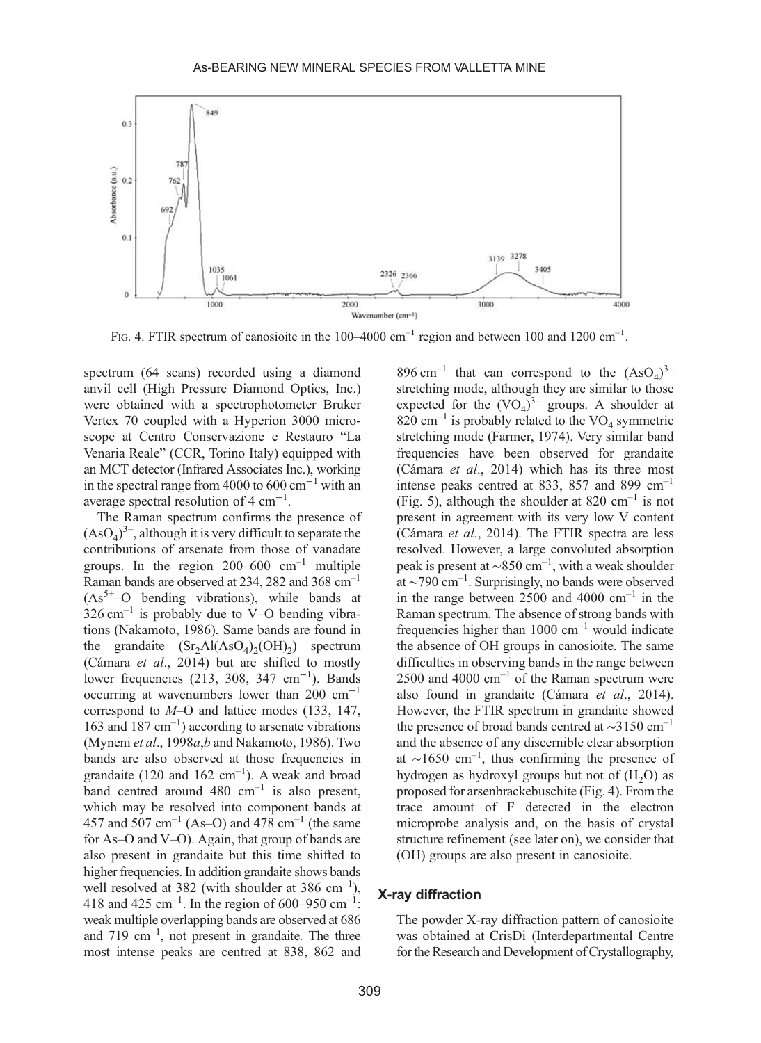FIG. 4. FTIR spectrum of canosioite in the 100–4000 cm$^{-1}$ region and between 100 and 1200 cm$^{-1}$.

spectrum (64 scans) recorded using a diamond anvil cell (High Pressure Diamond Optics, Inc.) were obtained with a spectrophotometer Bruker Vertex 70 coupled with a Hyperion 3000 microscope at Centro Conservazione e Restauro "La Venaria Reale" (CCR, Torino Italy) equipped with an MCT detector (Infrared Associates Inc.), working in the spectral range from 4000 to 600 cm$^{-1}$ with an average spectral resolution of 4 cm$^{-1}$.

The Raman spectrum confirms the presence of $(AsO_4)^{3-}$, although it is very difficult to separate the contributions of arsenate from those of vanadate groups. In the region 200–600 cm$^{-1}$ multiple Raman bands are observed at 234, 282 and 368 cm$^{-1}$ ($As^{5+}$–O bending vibrations), while bands at 326 cm$^{-1}$ is probably due to V–O bending vibrations (Nakamoto, 1986). Same bands are found in the grandaite ($Sr_2Al(AsO_4)_2(OH)_2$) spectrum (Cámara *et al*., 2014) but are shifted to mostly lower frequencies (213, 308, 347 cm$^{-1}$). Bands occurring at wavenumbers lower than 200 cm$^{-1}$ correspond to *M*–O and lattice modes (133, 147, 163 and 187 cm$^{-1}$) according to arsenate vibrations (Myneni *et al*., 1998*a*,*b* and Nakamoto, 1986). Two bands are also observed at those frequencies in grandaite (120 and 162 cm$^{-1}$). A weak and broad band centred around 480 cm$^{-1}$ is also present, which may be resolved into component bands at 457 and 507 cm$^{-1}$ (As–O) and 478 cm$^{-1}$ (the same for As–O and V–O). Again, that group of bands are also present in grandaite but this time shifted to higher frequencies. In addition grandaite shows bands well resolved at 382 (with shoulder at 386 cm$^{-1}$), 418 and 425 cm$^{-1}$. In the region of 600–950 cm$^{-1}$: weak multiple overlapping bands are observed at 686 and 719 cm$^{-1}$, not present in grandaite. The three most intense peaks are centred at 838, 862 and 896 cm$^{-1}$ that can correspond to the $(AsO_4)^{3-}$ stretching mode, although they are similar to those expected for the $(VO_4)^{3-}$ groups. A shoulder at 820 cm$^{-1}$ is probably related to the $VO_4$ symmetric stretching mode (Farmer, 1974). Very similar band frequencies have been observed for grandaite (Cámara *et al*., 2014) which has its three most intense peaks centred at 833, 857 and 899 cm$^{-1}$ (Fig. 5), although the shoulder at 820 cm$^{-1}$ is not present in agreement with its very low V content (Cámara *et al*., 2014). The FTIR spectra are less resolved. However, a large convoluted absorption peak is present at ~850 cm$^{-1}$, with a weak shoulder at ~790 cm$^{-1}$. Surprisingly, no bands were observed in the range between 2500 and 4000 cm$^{-1}$ in the Raman spectrum. The absence of strong bands with frequencies higher than 1000 cm$^{-1}$ would indicate the absence of OH groups in canosioite. The same difficulties in observing bands in the range between 2500 and 4000 cm$^{-1}$ of the Raman spectrum were also found in grandaite (Cámara *et al*., 2014). However, the FTIR spectrum in grandaite showed the presence of broad bands centred at ~3150 cm$^{-1}$ and the absence of any discernible clear absorption at ~1650 cm$^{-1}$, thus confirming the presence of hydrogen as hydroxyl groups but not of $(H_2O)$ as proposed for arsenbrackebuschite (Fig. 4). From the trace amount of F detected in the electron microprobe analysis and, on the basis of crystal structure refinement (see later on), we consider that (OH) groups are also present in canosioite.

## X-ray diffraction

The powder X-ray diffraction pattern of canosioite was obtained at CrisDi (Interdepartmental Centre for the Research and Development of Crystallography,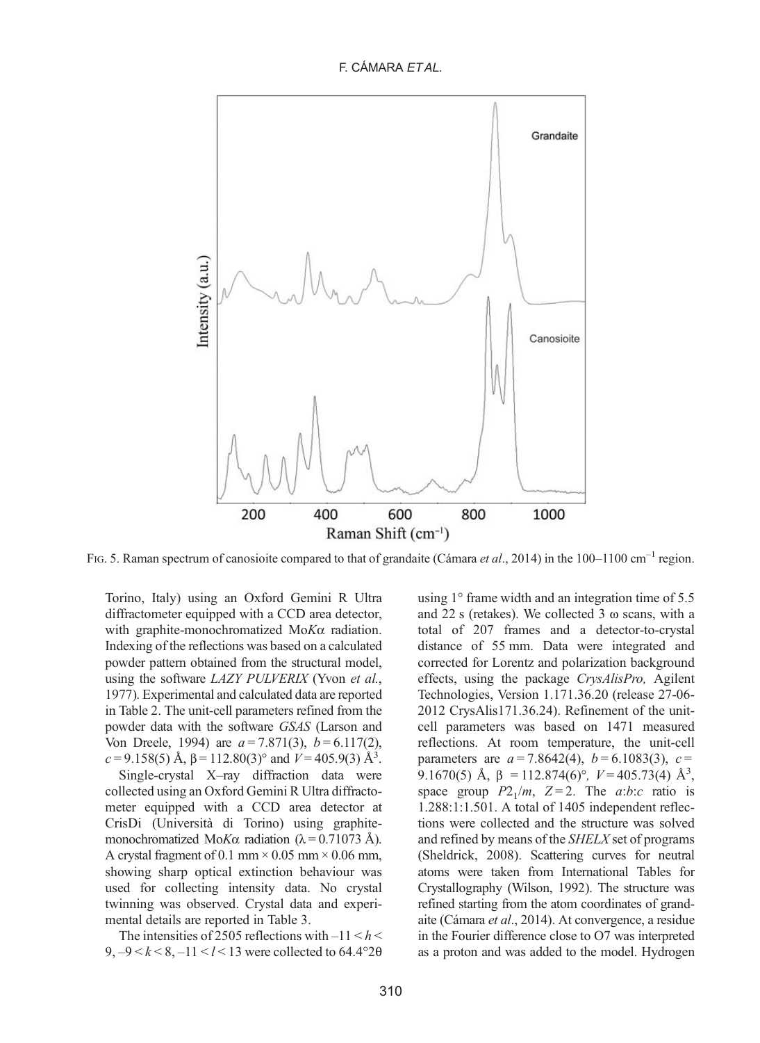FIG. 5. Raman spectrum of canosioite compared to that of grandaite (Cámara *et al*., 2014) in the 100–1100 $cm^{-1}$ region.

Torino, Italy) using an Oxford Gemini R Ultra diffractometer equipped with a CCD area detector, with graphite-monochromatized Mo$K\alpha$ radiation. Indexing of the reflections was based on a calculated powder pattern obtained from the structural model, using the software *LAZY PULVERIX* (Yvon *et al.*, 1977). Experimental and calculated data are reported in Table 2. The unit-cell parameters refined from the powder data with the software *GSAS* (Larson and Von Dreele, 1994) are $a = 7.871(3)$, $b = 6.117(2)$, $c = 9.158(5)$ Å, $\beta = 112.80(3)°$ and $V = 405.9(3)$ Å$^3$.

Single-crystal X–ray diffraction data were collected using an Oxford Gemini R Ultra diffractometer equipped with a CCD area detector at CrisDi (Università di Torino) using graphite-monochromatized Mo$K\alpha$ radiation ($\lambda = 0.71073$ Å). A crystal fragment of 0.1 mm × 0.05 mm × 0.06 mm, showing sharp optical extinction behaviour was used for collecting intensity data. No crystal twinning was observed. Crystal data and experimental details are reported in Table 3.

The intensities of 2505 reflections with $-11 < h < 9$, $-9 < k < 8$, $-11 < l < 13$ were collected to 64.4°2θ using 1° frame width and an integration time of 5.5 and 22 s (retakes). We collected 3 ω scans, with a total of 207 frames and a detector-to-crystal distance of 55 mm. Data were integrated and corrected for Lorentz and polarization background effects, using the package *CrysAlisPro,* Agilent Technologies, Version 1.171.36.20 (release 27-06-2012 CrysAlis171.36.24). Refinement of the unit-cell parameters was based on 1471 measured reflections. At room temperature, the unit-cell parameters are $a = 7.8642(4)$, $b = 6.1083(3)$, $c = 9.1670(5)$ Å, $\beta = 112.874(6)°$, $V = 405.73(4)$ Å$^3$, space group $P2_1/m$, $Z = 2$. The $a$:$b$:$c$ ratio is 1.288:1:1.501. A total of 1405 independent reflections were collected and the structure was solved and refined by means of the *SHELX* set of programs (Sheldrick, 2008). Scattering curves for neutral atoms were taken from International Tables for Crystallography (Wilson, 1992). The structure was refined starting from the atom coordinates of grandaite (Cámara *et al*., 2014). At convergence, a residue in the Fourier difference close to O7 was interpreted as a proton and was added to the model. Hydrogen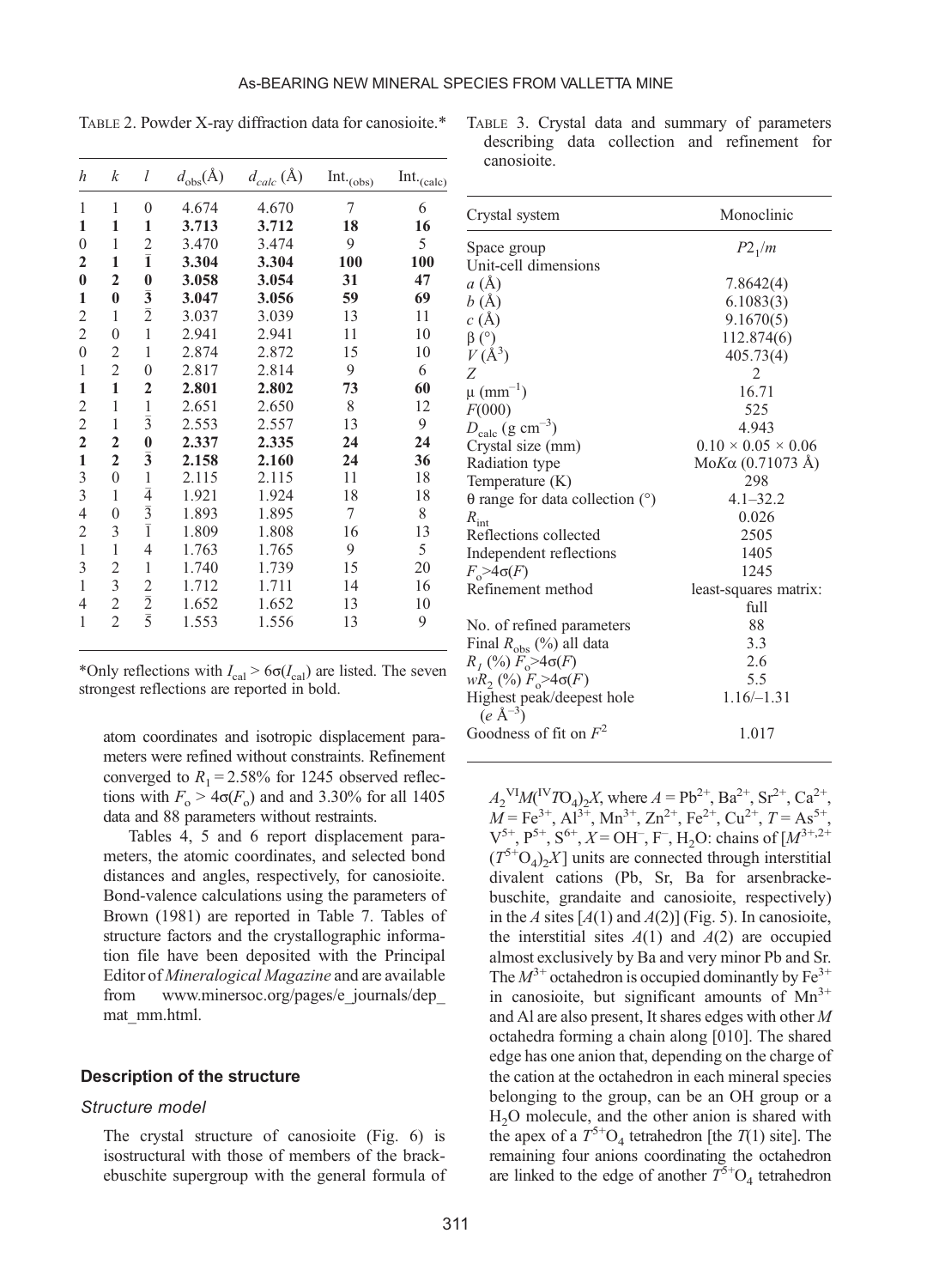TABLE 2. Powder X-ray diffraction data for canosioite.*

| $h$ | $k$ | $l$ | $d_{obs}$(Å) | $d_{calc}$ (Å) | Int.$_{(obs)}$ | Int.$_{(calc)}$ |
|---|---|---|---|---|---|---|
| 1 | 1 | 0 | 4.674 | 4.670 | 7 | 6 |
| **1** | **1** | **1** | **3.713** | **3.712** | **18** | **16** |
| 0 | 1 | 2 | 3.470 | 3.474 | 9 | 5 |
| **2** | **1** | $\bar{\mathbf{1}}$ | **3.304** | **3.304** | **100** | **100** |
| **0** | **2** | **0** | **3.058** | **3.054** | **31** | **47** |
| **1** | **0** | $\bar{\mathbf{3}}$ | **3.047** | **3.056** | **59** | **69** |
| 2 | 1 | $\bar{2}$ | 3.037 | 3.039 | 13 | 11 |
| 2 | 0 | 1 | 2.941 | 2.941 | 11 | 10 |
| 0 | 2 | 1 | 2.874 | 2.872 | 15 | 10 |
| 1 | 2 | 0 | 2.817 | 2.814 | 9 | 6 |
| **1** | **1** | **2** | **2.801** | **2.802** | **73** | **60** |
| 2 | 1 | 1 | 2.651 | 2.650 | 8 | 12 |
| 2 | 1 | $\bar{3}$ | 2.553 | 2.557 | 13 | 9 |
| **2** | **2** | **0** | **2.337** | **2.335** | **24** | **24** |
| **1** | **2** | $\bar{\mathbf{3}}$ | **2.158** | **2.160** | **24** | **36** |
| 3 | 0 | 1 | 2.115 | 2.115 | 11 | 18 |
| 3 | 1 | $\bar{4}$ | 1.921 | 1.924 | 18 | 18 |
| 4 | 0 | $\bar{3}$ | 1.893 | 1.895 | 7 | 8 |
| 2 | 3 | $\bar{1}$ | 1.809 | 1.808 | 16 | 13 |
| 1 | 1 | 4 | 1.763 | 1.765 | 9 | 5 |
| 3 | 2 | 1 | 1.740 | 1.739 | 15 | 20 |
| 1 | 3 | 2 | 1.712 | 1.711 | 14 | 16 |
| 4 | 2 | $\bar{2}$ | 1.652 | 1.652 | 13 | 10 |
| 1 | 2 | $\bar{5}$ | 1.553 | 1.556 | 13 | 9 |

*Only reflections with $I_{cal} > 6\sigma(I_{cal})$ are listed. The seven strongest reflections are reported in bold.

TABLE 3. Crystal data and summary of parameters describing data collection and refinement for canosioite.

| Crystal system | Monoclinic |
|---|---|
| Space group | $P2_1/m$ |
| Unit-cell dimensions | |
| $a$ (Å) | 7.8642(4) |
| $b$ (Å) | 6.1083(3) |
| $c$ (Å) | 9.1670(5) |
| β (°) | 112.874(6) |
| $V$ (Å$^3$) | 405.73(4) |
| $Z$ | 2 |
| μ (mm$^{-1}$) | 16.71 |
| $F$(000) | 525 |
| $D_{calc}$ (g cm$^{-3}$) | 4.943 |
| Crystal size (mm) | 0.10 × 0.05 × 0.06 |
| Radiation type | Mo$K\alpha$ (0.71073 Å) |
| Temperature (K) | 298 |
| θ range for data collection (°) | 4.1–32.2 |
| $R_{int}$ | 0.026 |
| Reflections collected | 2505 |
| Independent reflections | 1405 |
| $F_o > 4\sigma(F)$ | 1245 |
| Refinement method | least-squares matrix: full |
| No. of refined parameters | 88 |
| Final $R_{obs}$ (%) all data | 3.3 |
| $R_1$ (%) $F_o > 4\sigma(F)$ | 2.6 |
| $wR_2$ (%) $F_o > 4\sigma(F)$ | 5.5 |
| Highest peak/deepest hole ($e$ Å$^{-3}$) | 1.16/–1.31 |
| Goodness of fit on $F^2$ | 1.017 |

atom coordinates and isotropic displacement parameters were refined without constraints. Refinement converged to $R_1$ = 2.58% for 1245 observed reflections with $F_o > 4\sigma(F_o)$ and and 3.30% for all 1405 data and 88 parameters without restraints.

Tables 4, 5 and 6 report displacement parameters, the atomic coordinates, and selected bond distances and angles, respectively, for canosioite. Bond-valence calculations using the parameters of Brown (1981) are reported in Table 7. Tables of structure factors and the crystallographic information file have been deposited with the Principal Editor of *Mineralogical Magazine* and are available from www.minersoc.org/pages/e_journals/dep_mat_mm.html.

## Description of the structure

### *Structure model*

The crystal structure of canosioite (Fig. 6) is isostructural with those of members of the brackebuschite supergroup with the general formula of $A_2{}^{VI}M({}^{IV}TO_4)_2X$, where $A = Pb^{2+}, Ba^{2+}, Sr^{2+}, Ca^{2+}$, $M = Fe^{3+}, Al^{3+}, Mn^{3+}, Zn^{2+}, Fe^{2+}, Cu^{2+}$, $T = As^{5+}$, $V^{5+}, P^{5+}, S^{6+}$, $X = OH^-, F^-, H_2O$: chains of $[M^{3+,2+}(T^{5+}O_4)_2X]$ units are connected through interstitial divalent cations (Pb, Sr, Ba for arsenbrackebuschite, grandaite and canosioite, respectively) in the $A$ sites [$A$(1) and $A$(2)] (Fig. 5). In canosioite, the interstitial sites $A$(1) and $A$(2) are occupied almost exclusively by Ba and very minor Pb and Sr. The $M^{3+}$ octahedron is occupied dominantly by $Fe^{3+}$ in canosioite, but significant amounts of $Mn^{3+}$ and Al are also present, It shares edges with other $M$ octahedra forming a chain along [010]. The shared edge has one anion that, depending on the charge of the cation at the octahedron in each mineral species belonging to the group, can be an OH group or a $H_2O$ molecule, and the other anion is shared with the apex of a $T^{5+}O_4$ tetrahedron [the $T$(1) site]. The remaining four anions coordinating the octahedron are linked to the edge of another $T^{5+}O_4$ tetrahedron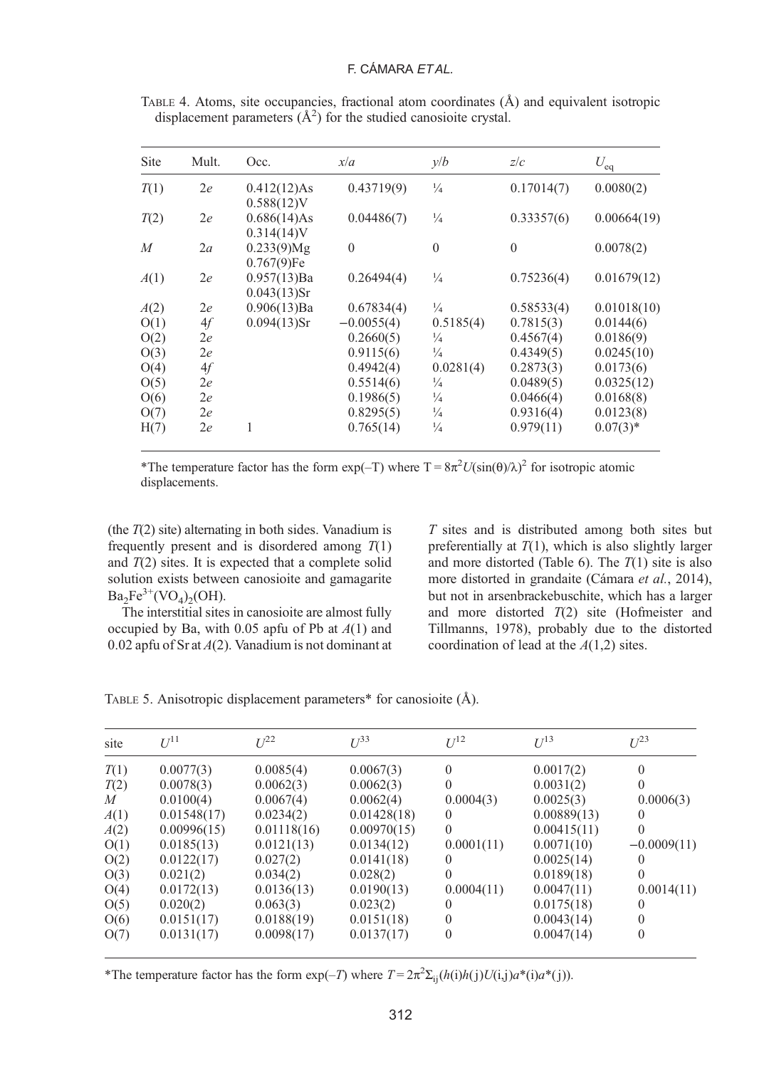TABLE 4. Atoms, site occupancies, fractional atom coordinates (Å) and equivalent isotropic displacement parameters (Å$^2$) for the studied canosioite crystal.

| Site | Mult. | Occ. | $x/a$ | $y/b$ | $z/c$ | $U_{eq}$ |
|---|---|---|---|---|---|---|
| $T(1)$ | $2e$ | 0.412(12)As 0.588(12)V | 0.43719(9) | ¼ | 0.17014(7) | 0.0080(2) |
| $T(2)$ | $2e$ | 0.686(14)As 0.314(14)V | 0.04486(7) | ¼ | 0.33357(6) | 0.00664(19) |
| $M$ | $2a$ | 0.233(9)Mg 0.767(9)Fe | 0 | 0 | 0 | 0.0078(2) |
| $A(1)$ | $2e$ | 0.957(13)Ba 0.043(13)Sr | 0.26494(4) | ¼ | 0.75236(4) | 0.01679(12) |
| $A(2)$ | $2e$ | 0.906(13)Ba 0.094(13)Sr | 0.67834(4) | ¼ | 0.58533(4) | 0.01018(10) |
| O(1) | $4f$ | | −0.0055(4) | 0.5185(4) | 0.7815(3) | 0.0144(6) |
| O(2) | $2e$ | | 0.2660(5) | ¼ | 0.4567(4) | 0.0186(9) |
| O(3) | $2e$ | | 0.9115(6) | ¼ | 0.4349(5) | 0.0245(10) |
| O(4) | $4f$ | | 0.4942(4) | 0.0281(4) | 0.2873(3) | 0.0173(6) |
| O(5) | $2e$ | | 0.5514(6) | ¼ | 0.0489(5) | 0.0325(12) |
| O(6) | $2e$ | | 0.1986(5) | ¼ | 0.0466(4) | 0.0168(8) |
| O(7) | $2e$ | | 0.8295(5) | ¼ | 0.9316(4) | 0.0123(8) |
| H(7) | $2e$ | 1 | 0.765(14) | ¼ | 0.979(11) | 0.07(3)* |

*The temperature factor has the form exp(–T) where $T = 8\pi^2 U(\sin(\theta)/\lambda)^2$ for isotropic atomic displacements.

(the $T(2)$ site) alternating in both sides. Vanadium is frequently present and is disordered among $T(1)$ and $T(2)$ sites. It is expected that a complete solid solution exists between canosioite and gamagarite $Ba_2Fe^{3+}(VO_4)_2(OH)$.

The interstitial sites in canosioite are almost fully occupied by Ba, with 0.05 apfu of Pb at $A(1)$ and 0.02 apfu of Sr at $A(2)$. Vanadium is not dominant at $T$ sites and is distributed among both sites but preferentially at $T(1)$, which is also slightly larger and more distorted (Table 6). The $T(1)$ site is also more distorted in grandaite (Cámara *et al.*, 2014), but not in arsenbrackebuschite, which has a larger and more distorted $T(2)$ site (Hofmeister and Tillmanns, 1978), probably due to the distorted coordination of lead at the $A(1,2)$ sites.

TABLE 5. Anisotropic displacement parameters* for canosioite (Å).

| site | $U^{11}$ | $U^{22}$ | $U^{33}$ | $U^{12}$ | $U^{13}$ | $U^{23}$ |
|---|---|---|---|---|---|---|
| $T(1)$ | 0.0077(3) | 0.0085(4) | 0.0067(3) | 0 | 0.0017(2) | 0 |
| $T(2)$ | 0.0078(3) | 0.0062(3) | 0.0062(3) | 0 | 0.0031(2) | 0 |
| $M$ | 0.0100(4) | 0.0067(4) | 0.0062(4) | 0.0004(3) | 0.0025(3) | 0.0006(3) |
| $A(1)$ | 0.01548(17) | 0.0234(2) | 0.01428(18) | 0 | 0.00889(13) | 0 |
| $A(2)$ | 0.00996(15) | 0.01118(16) | 0.00970(15) | 0 | 0.00415(11) | 0 |
| O(1) | 0.0185(13) | 0.0121(13) | 0.0134(12) | 0.0001(11) | 0.0071(10) | −0.0009(11) |
| O(2) | 0.0122(17) | 0.027(2) | 0.0141(18) | 0 | 0.0025(14) | 0 |
| O(3) | 0.021(2) | 0.034(2) | 0.028(2) | 0 | 0.0189(18) | 0 |
| O(4) | 0.0172(13) | 0.0136(13) | 0.0190(13) | 0.0004(11) | 0.0047(11) | 0.0014(11) |
| O(5) | 0.020(2) | 0.063(3) | 0.023(2) | 0 | 0.0175(18) | 0 |
| O(6) | 0.0151(17) | 0.0188(19) | 0.0151(18) | 0 | 0.0043(14) | 0 |
| O(7) | 0.0131(17) | 0.0098(17) | 0.0137(17) | 0 | 0.0047(14) | 0 |

*The temperature factor has the form exp(–$T$) where $T = 2\pi^2 \Sigma_{ij}(h(i)h(j)U(i,j)a^*(i)a^*(j))$.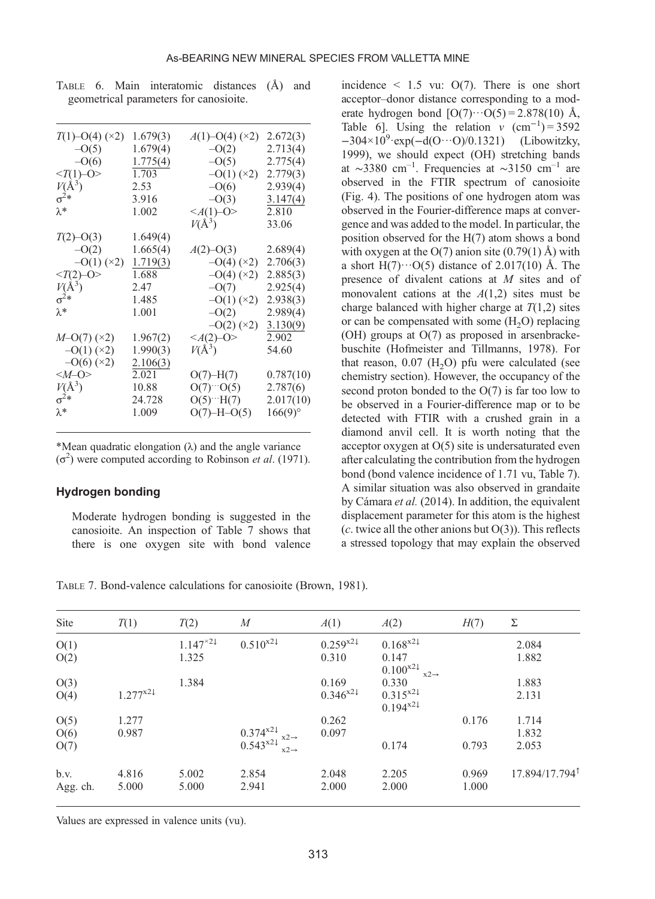TABLE 6. Main interatomic distances (Å) and geometrical parameters for canosioite.

| | | | |
|---|---|---|---|
| $T(1)$–O(4) (×2) | 1.679(3) | $A(1)$–O(4) (×2) | 2.672(3) |
| –O(5) | 1.679(4) | –O(2) | 2.713(4) |
| –O(6) | 1.775(4) | –O(5) | 2.775(4) |
| <$T(1)$–O> | 1.703 | –O(1) (×2) | 2.779(3) |
| $V$(Å$^3$) | 2.53 | –O(6) | 2.939(4) |
| $\sigma^2$* | 3.916 | –O(3) | 3.147(4) |
| $\lambda$* | 1.002 | <$A(1)$–O> | 2.810 |
| | | $V$(Å$^3$) | 33.06 |
| $T(2)$–O(3) | 1.649(4) | | |
| –O(2) | 1.665(4) | $A(2)$–O(3) | 2.689(4) |
| –O(1) (×2) | 1.719(3) | –O(4) (×2) | 2.706(3) |
| <$T(2)$–O> | 1.688 | –O(4) (×2) | 2.885(3) |
| $V$(Å$^3$) | 2.47 | –O(7) | 2.925(4) |
| $\sigma^2$* | 1.485 | –O(1) (×2) | 2.938(3) |
| $\lambda$* | 1.001 | –O(2) | 2.989(4) |
| | | –O(2) (×2) | 3.130(9) |
| $M$–O(7) (×2) | 1.967(2) | <$A(2)$–O> | 2.902 |
| –O(1) (×2) | 1.990(3) | $V$(Å$^3$) | 54.60 |
| –O(6) (×2) | 2.106(3) | | |
| <$M$–O> | 2.021 | O(7)–H(7) | 0.787(10) |
| $V$(Å$^3$) | 10.88 | O(7)···O(5) | 2.787(6) |
| $\sigma^2$* | 24.728 | O(5)···H(7) | 2.017(10) |
| $\lambda$* | 1.009 | O(7)–H–O(5) | 166(9)° |

*Mean quadratic elongation ($\lambda$) and the angle variance ($\sigma^2$) were computed according to Robinson *et al*. (1971).

### Hydrogen bonding

Moderate hydrogen bonding is suggested in the canosioite. An inspection of Table 7 shows that there is one oxygen site with bond valence incidence < 1.5 vu: O(7). There is one short acceptor–donor distance corresponding to a moderate hydrogen bond [O(7)···O(5) = 2.878(10) Å, Table 6]. Using the relation $\nu$ (cm$^{-1}$) = 3592 $-304\times10^9\cdot\exp(-d(\text{O}\cdots\text{O})/0.1321)$ (Libowitzky, 1999), we should expect (OH) stretching bands at ~3380 cm$^{-1}$. Frequencies at ~3150 cm$^{-1}$ are observed in the FTIR spectrum of canosioite (Fig. 4). The positions of one hydrogen atom was observed in the Fourier-difference maps at convergence and was added to the model. In particular, the position observed for the H(7) atom shows a bond with oxygen at the O(7) anion site (0.79(1) Å) with a short H(7)···O(5) distance of 2.017(10) Å. The presence of divalent cations at $M$ sites and of monovalent cations at the $A(1,2)$ sites must be charge balanced with higher charge at $T(1,2)$ sites or can be compensated with some ($H_2O$) replacing (OH) groups at O(7) as proposed in arsenbrackebuschite (Hofmeister and Tillmanns, 1978). For that reason, 0.07 ($H_2O$) pfu were calculated (see chemistry section). However, the occupancy of the second proton bonded to the O(7) is far too low to be observed in a Fourier-difference map or to be detected with FTIR with a crushed grain in a diamond anvil cell. It is worth noting that the acceptor oxygen at O(5) site is undersaturated even after calculating the contribution from the hydrogen bond (bond valence incidence of 1.71 vu, Table 7). A similar situation was also observed in grandaite by Cámara *et al.* (2014). In addition, the equivalent displacement parameter for this atom is the highest (*c.* twice all the other anions but O(3)). This reflects a stressed topology that may explain the observed

TABLE 7. Bond-valence calculations for canosioite (Brown, 1981).

| Site | $T(1)$ | $T(2)$ | $M$ | $A(1)$ | $A(2)$ | $H(7)$ | Σ |
|---|---|---|---|---|---|---|---|
| O(1) | | $1.147^{\times2\downarrow}$ | $0.510^{\times2\downarrow}$ | $0.259^{\times2\downarrow}$ | $0.168^{\times2\downarrow}$ | | 2.084 |
| O(2) | | 1.325 | | 0.310 | 0.147, $0.100^{\times2\downarrow}$ $_{\times2\rightarrow}$ | | 1.882 |
| O(3) | | 1.384 | | 0.169 | 0.330 | | 1.883 |
| O(4) | $1.277^{\times2\downarrow}$ | | | $0.346^{\times2\downarrow}$ | $0.315^{\times2\downarrow}$, $0.194^{\times2\downarrow}$ | | 2.131 |
| O(5) | 1.277 | | | 0.262 | | 0.176 | 1.714 |
| O(6) | 0.987 | | $0.374^{\times2\downarrow}$ $_{\times2\rightarrow}$ | 0.097 | | | 1.832 |
| O(7) | | | $0.543^{\times2\downarrow}$ $_{\times2\rightarrow}$ | | 0.174 | 0.793 | 2.053 |
| b.v. | 4.816 | 5.002 | 2.854 | 2.048 | 2.205 | 0.969 | 17.894/17.794$^{\dagger}$ |
| Agg. ch. | 5.000 | 5.000 | 2.941 | 2.000 | 2.000 | 1.000 | |

Values are expressed in valence units (vu).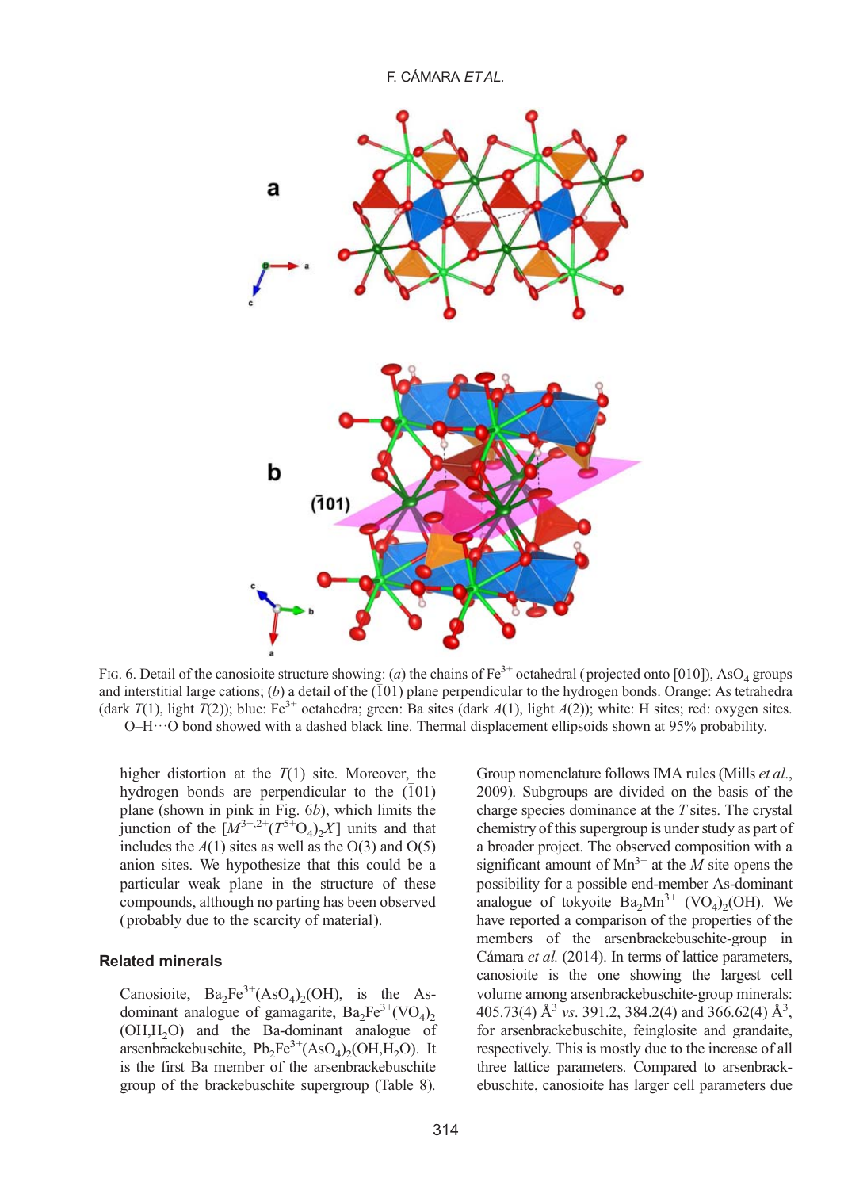FIG. 6. Detail of the canosioite structure showing: (*a*) the chains of $Fe^{3+}$ octahedral (projected onto [010]), $AsO_4$ groups and interstitial large cations; (*b*) a detail of the ($\bar{1}01$) plane perpendicular to the hydrogen bonds. Orange: As tetrahedra (dark *T*(1), light *T*(2)); blue: $Fe^{3+}$ octahedra; green: Ba sites (dark *A*(1), light *A*(2)); white: H sites; red: oxygen sites. O–H···O bond showed with a dashed black line. Thermal displacement ellipsoids shown at 95% probability.

higher distortion at the *T*(1) site. Moreover, the hydrogen bonds are perpendicular to the ($\bar{1}01$) plane (shown in pink in Fig. 6*b*), which limits the junction of the $[M^{3+,2+}(T^{5+}O_4)_2X]$ units and that includes the *A*(1) sites as well as the O(3) and O(5) anion sites. We hypothesize that this could be a particular weak plane in the structure of these compounds, although no parting has been observed (probably due to the scarcity of material).

## Related minerals

Canosioite, $Ba_2Fe^{3+}(AsO_4)_2(OH)$, is the As-dominant analogue of gamagarite, $Ba_2Fe^{3+}(VO_4)_2(OH,H_2O)$ and the Ba-dominant analogue of arsenbrackebuschite, $Pb_2Fe^{3+}(AsO_4)_2(OH,H_2O)$. It is the first Ba member of the arsenbrackebuschite group of the brackebuschite supergroup (Table 8). Group nomenclature follows IMA rules (Mills *et al.*, 2009). Subgroups are divided on the basis of the charge species dominance at the *T* sites. The crystal chemistry of this supergroup is under study as part of a broader project. The observed composition with a significant amount of $Mn^{3+}$ at the *M* site opens the possibility for a possible end-member As-dominant analogue of tokyoite $Ba_2Mn^{3+}(VO_4)_2(OH)$. We have reported a comparison of the properties of the members of the arsenbrackebuschite-group in Cámara *et al.* (2014). In terms of lattice parameters, canosioite is the one showing the largest cell volume among arsenbrackebuschite-group minerals: 405.73(4) $Å^3$ *vs*. 391.2, 384.2(4) and 366.62(4) $Å^3$, for arsenbrackebuschite, feinglosite and grandaite, respectively. This is mostly due to the increase of all three lattice parameters. Compared to arsenbrackebuschite, canosioite has larger cell parameters due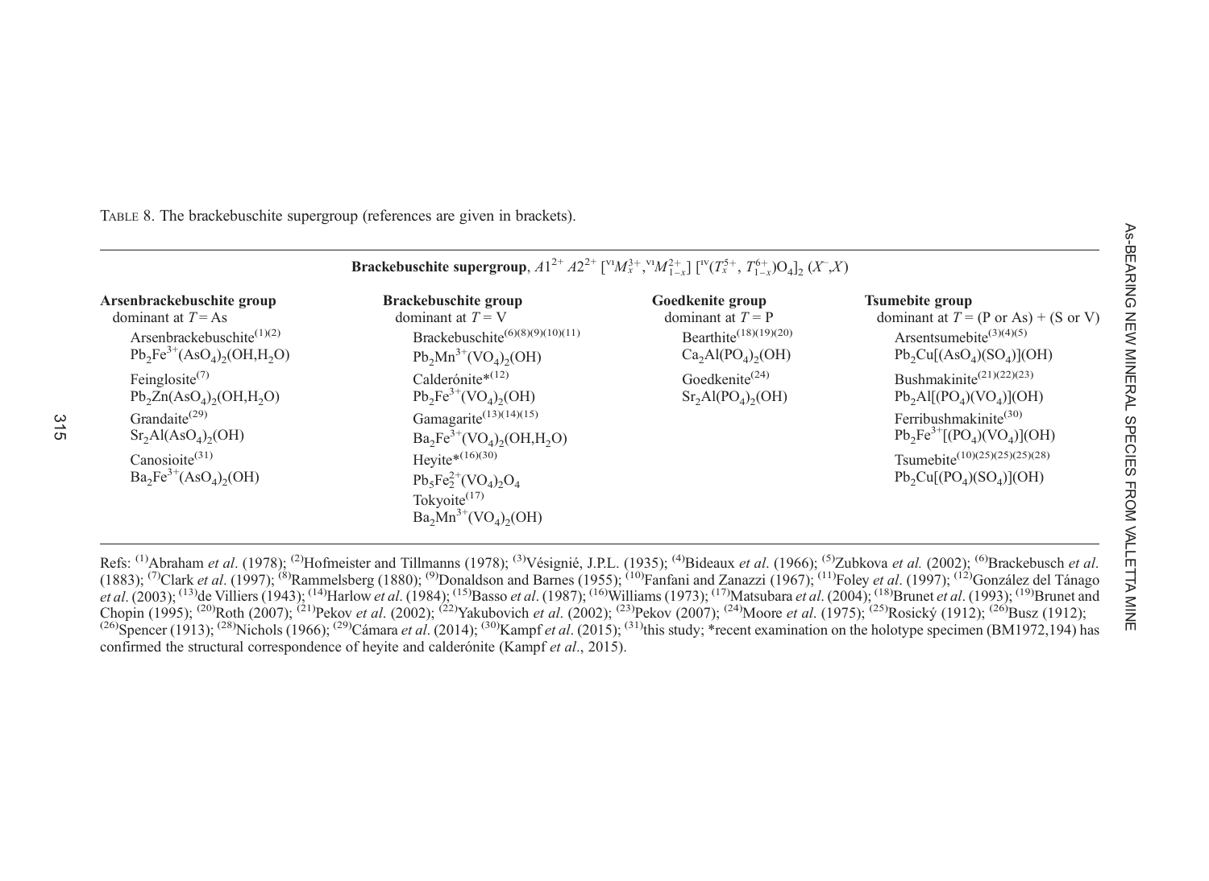TABLE 8. The brackebuschite supergroup (references are given in brackets).

**Brackebuschite supergroup**, $A1^{2+}$ $A2^{2+}$ [$^{VI}M^{3+}_{x}$, $^{VI}M^{2+}_{1-x}$] [$^{IV}(T^{5+}_{x}$, $T^{6+}_{1-x})O_4]_2$ $(X^{-},X)$

| **Arsenbrackebuschite group** dominant at $T$ = As | **Brackebuschite group** dominant at $T$ = V | **Goedkenite group** dominant at $T$ = P | **Tsumebite group** dominant at $T$ = (P or As) + (S or V) |
|---|---|---|---|
| Arsenbrackebuschite[(1)(2)] $Pb_2Fe^{3+}(AsO_4)_2(OH,H_2O)$ | Brackebuschite[(6)(8)(9)(10)(11)] $Pb_2Mn^{3+}(VO_4)_2(OH)$ | Bearthite[(18)(19)(20)] $Ca_2Al(PO_4)_2(OH)$ | Arsentsumebite[(3)(4)(5)] $Pb_2Cu[(AsO_4)(SO_4)](OH)$ |
| Feinglosite[(7)] $Pb_2Zn(AsO_4)_2(OH,H_2O)$ | Calderónite*[(12)] $Pb_2Fe^{3+}(VO_4)_2(OH)$ | Goedkenite[(24)] $Sr_2Al(PO_4)_2(OH)$ | Bushmakinite[(21)(22)(23)] $Pb_2Al[(PO_4)(VO_4)](OH)$ |
| Grandaite[(29)] $Sr_2Al(AsO_4)_2(OH)$ | Gamagarite[(13)(14)(15)] $Ba_2Fe^{3+}(VO_4)_2(OH,H_2O)$ | | Ferribushmakinite[(30)] $Pb_2Fe^{3+}[(PO_4)(VO_4)](OH)$ |
| Canosioite[(31)] $Ba_2Fe^{3+}(AsO_4)_2(OH)$ | Heyite*[(16)(30)] $Pb_5Fe^{2+}_2(VO_4)_2O_4$ | | Tsumebite[(10)(25)(25)(25)(28)] $Pb_2Cu[(PO_4)(SO_4)](OH)$ |
| | Tokyoite[(17)] $Ba_2Mn^{3+}(VO_4)_2(OH)$ | | |

Refs: [(1)]Abraham *et al*. (1978); [(2)]Hofmeister and Tillmanns (1978); [(3)]Vésignié, J.P.L. (1935); [(4)]Bideaux *et al*. (1966); [(5)]Zubkova *et al.* (2002); [(6)]Brackebusch *et al*. (1883); [(7)]Clark *et al*. (1997); [(8)]Rammelsberg (1880); [(9)]Donaldson and Barnes (1955); [(10)]Fanfani and Zanazzi (1967); [(11)]Foley *et al*. (1997); [(12)]González del Tánago *et al*. (2003); [(13)]de Villiers (1943); [(14)]Harlow *et al*. (1984); [(15)]Basso *et al*. (1987); [(16)]Williams (1973); [(17)]Matsubara *et al*. (2004); [(18)]Brunet *et al*. (1993); [(19)]Brunet and Chopin (1995); [(20)]Roth (2007); [(21)]Pekov *et al*. (2002); [(22)]Yakubovich *et al*. (2002); [(23)]Pekov (2007); [(24)]Moore *et al*. (1975); [(25)]Rosický (1912); [(26)]Busz (1912); [(26)]Spencer (1913); [(28)]Nichols (1966); [(29)]Cámara *et al*. (2014); [(30)]Kampf *et al*. (2015); [(31)]this study; *recent examination on the holotype specimen (BM1972,194) has confirmed the structural correspondence of heyite and calderónite (Kampf *et al*., 2015).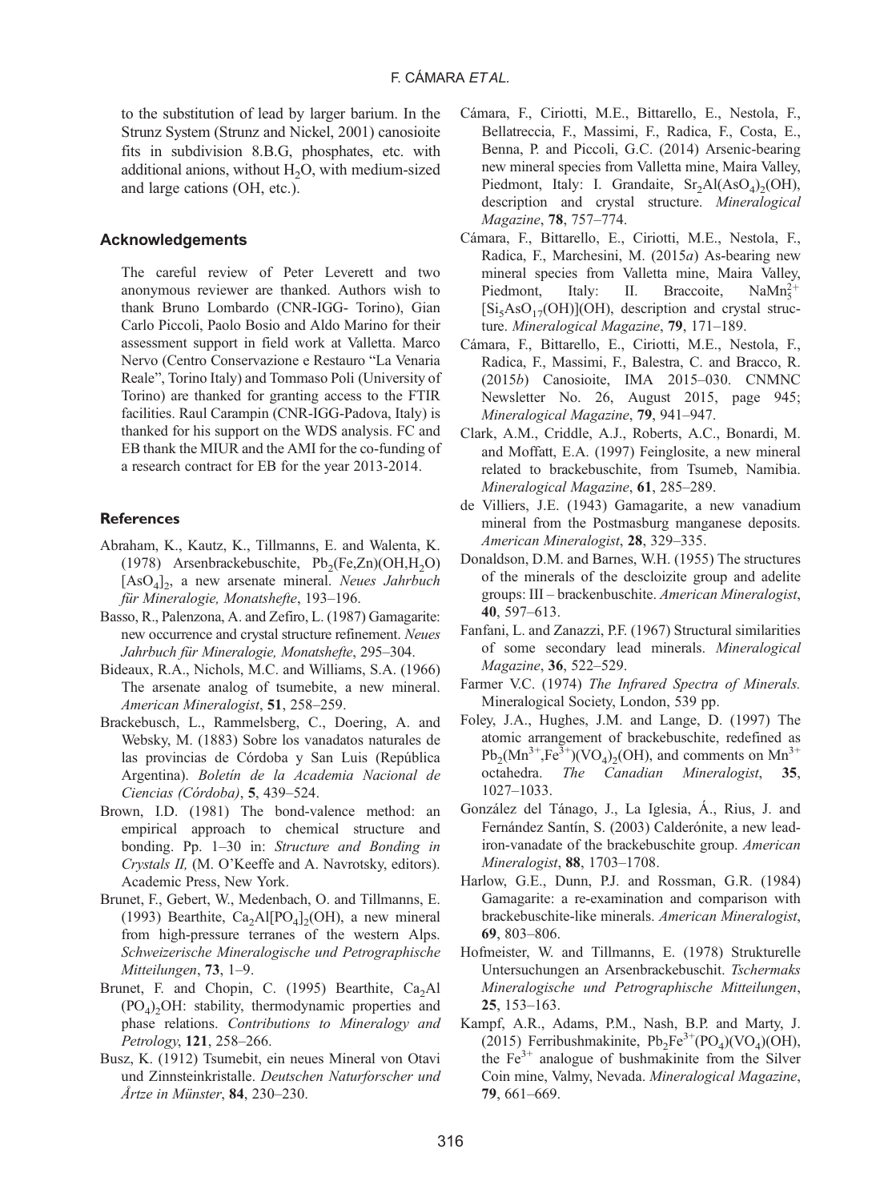to the substitution of lead by larger barium. In the Strunz System (Strunz and Nickel, 2001) canosioite fits in subdivision 8.B.G, phosphates, etc. with additional anions, without $H_2O$, with medium-sized and large cations (OH, etc.).

## Acknowledgements

The careful review of Peter Leverett and two anonymous reviewer are thanked. Authors wish to thank Bruno Lombardo (CNR-IGG- Torino), Gian Carlo Piccoli, Paolo Bosio and Aldo Marino for their assessment support in field work at Valletta. Marco Nervo (Centro Conservazione e Restauro "La Venaria Reale", Torino Italy) and Tommaso Poli (University of Torino) are thanked for granting access to the FTIR facilities. Raul Carampin (CNR-IGG-Padova, Italy) is thanked for his support on the WDS analysis. FC and EB thank the MIUR and the AMI for the co-funding of a research contract for EB for the year 2013-2014.

## References

Abraham, K., Kautz, K., Tillmanns, E. and Walenta, K. (1978) Arsenbrackebuschite, $Pb_2(Fe,Zn)(OH,H_2O)[AsO_4]_2$, a new arsenate mineral. *Neues Jahrbuch für Mineralogie, Monatshefte*, 193–196.

Basso, R., Palenzona, A. and Zefiro, L. (1987) Gamagarite: new occurrence and crystal structure refinement. *Neues Jahrbuch für Mineralogie, Monatshefte*, 295–304.

Bideaux, R.A., Nichols, M.C. and Williams, S.A. (1966) The arsenate analog of tsumebite, a new mineral. *American Mineralogist*, **51**, 258–259.

Brackebusch, L., Rammelsberg, C., Doering, A. and Websky, M. (1883) Sobre los vanadatos naturales de las provincias de Córdoba y San Luis (República Argentina). *Boletín de la Academia Nacional de Ciencias (Córdoba)*, **5**, 439–524.

Brown, I.D. (1981) The bond-valence method: an empirical approach to chemical structure and bonding. Pp. 1–30 in: *Structure and Bonding in Crystals II,* (M. O'Keeffe and A. Navrotsky, editors). Academic Press, New York.

Brunet, F., Gebert, W., Medenbach, O. and Tillmanns, E. (1993) Bearthite, $Ca_2Al[PO_4]_2(OH)$, a new mineral from high-pressure terranes of the western Alps. *Schweizerische Mineralogische und Petrographische Mitteilungen*, **73**, 1–9.

Brunet, F. and Chopin, C. (1995) Bearthite, $Ca_2Al(PO_4)_2OH$: stability, thermodynamic properties and phase relations. *Contributions to Mineralogy and Petrology*, **121**, 258–266.

Busz, K. (1912) Tsumebit, ein neues Mineral von Otavi und Zinnsteinkristalle. *Deutschen Naturforscher und Ärtze in Münster*, **84**, 230–230.

Cámara, F., Ciriotti, M.E., Bittarello, E., Nestola, F., Bellatreccia, F., Massimi, F., Radica, F., Costa, E., Benna, P. and Piccoli, G.C. (2014) Arsenic-bearing new mineral species from Valletta mine, Maira Valley, Piedmont, Italy: I. Grandaite, $Sr_2Al(AsO_4)_2(OH)$, description and crystal structure. *Mineralogical Magazine*, **78**, 757–774.

Cámara, F., Bittarello, E., Ciriotti, M.E., Nestola, F., Radica, F., Marchesini, M. (2015*a*) As-bearing new mineral species from Valletta mine, Maira Valley, Piedmont, Italy: II. Braccoite, $NaMn^{2+}_5[Si_5AsO_{17}(OH)](OH)$, description and crystal structure. *Mineralogical Magazine*, **79**, 171–189.

Cámara, F., Bittarello, E., Ciriotti, M.E., Nestola, F., Radica, F., Massimi, F., Balestra, C. and Bracco, R. (2015*b*) Canosioite, IMA 2015–030. CNMNC Newsletter No. 26, August 2015, page 945; *Mineralogical Magazine*, **79**, 941–947.

Clark, A.M., Criddle, A.J., Roberts, A.C., Bonardi, M. and Moffatt, E.A. (1997) Feinglosite, a new mineral related to brackebuschite, from Tsumeb, Namibia. *Mineralogical Magazine*, **61**, 285–289.

de Villiers, J.E. (1943) Gamagarite, a new vanadium mineral from the Postmasburg manganese deposits. *American Mineralogist*, **28**, 329–335.

Donaldson, D.M. and Barnes, W.H. (1955) The structures of the minerals of the descloizite group and adelite groups: III – brackenbuschite. *American Mineralogist*, **40**, 597–613.

Fanfani, L. and Zanazzi, P.F. (1967) Structural similarities of some secondary lead minerals. *Mineralogical Magazine*, **36**, 522–529.

Farmer V.C. (1974) *The Infrared Spectra of Minerals.* Mineralogical Society, London, 539 pp.

Foley, J.A., Hughes, J.M. and Lange, D. (1997) The atomic arrangement of brackebuschite, redefined as $Pb_2(Mn^{3+},Fe^{3+})(VO_4)_2(OH)$, and comments on $Mn^{3+}$ octahedra. *The Canadian Mineralogist*, **35**, 1027–1033.

González del Tánago, J., La Iglesia, Á., Rius, J. and Fernández Santín, S. (2003) Calderónite, a new lead-iron-vanadate of the brackebuschite group. *American Mineralogist*, **88**, 1703–1708.

Harlow, G.E., Dunn, P.J. and Rossman, G.R. (1984) Gamagarite: a re-examination and comparison with brackebuschite-like minerals. *American Mineralogist*, **69**, 803–806.

Hofmeister, W. and Tillmanns, E. (1978) Strukturelle Untersuchungen an Arsenbrackebuschit. *Tschermaks Mineralogische und Petrographische Mitteilungen*, **25**, 153–163.

Kampf, A.R., Adams, P.M., Nash, B.P. and Marty, J. (2015) Ferribushmakinite, $Pb_2Fe^{3+}(PO_4)(VO_4)(OH)$, the $Fe^{3+}$ analogue of bushmakinite from the Silver Coin mine, Valmy, Nevada. *Mineralogical Magazine*, **79**, 661–669.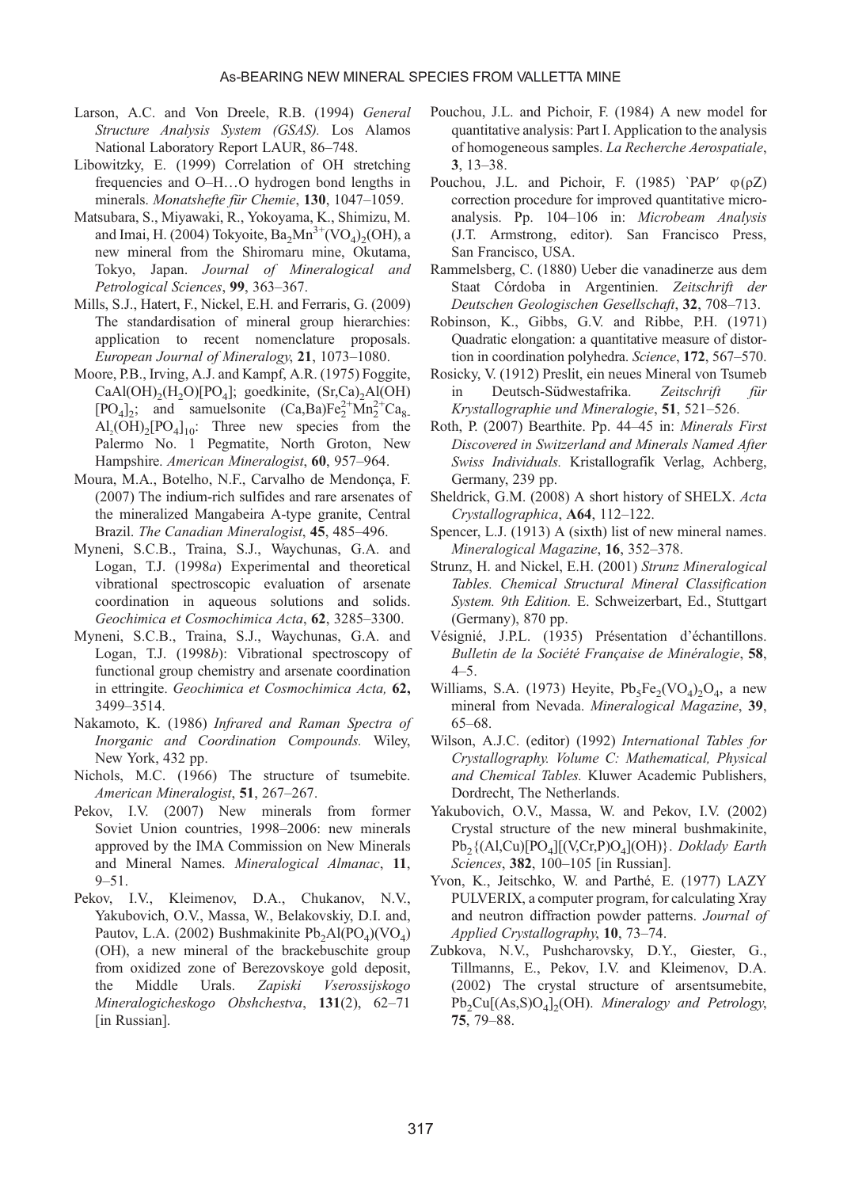Larson, A.C. and Von Dreele, R.B. (1994) *General Structure Analysis System (GSAS).* Los Alamos National Laboratory Report LAUR, 86–748.

Libowitzky, E. (1999) Correlation of OH stretching frequencies and O–H…O hydrogen bond lengths in minerals. *Monatshefte für Chemie*, **130**, 1047–1059.

Matsubara, S., Miyawaki, R., Yokoyama, K., Shimizu, M. and Imai, H. (2004) Tokyoite, $Ba_2Mn^{3+}(VO_4)_2(OH)$, a new mineral from the Shiromaru mine, Okutama, Tokyo, Japan. *Journal of Mineralogical and Petrological Sciences*, **99**, 363–367.

Mills, S.J., Hatert, F., Nickel, E.H. and Ferraris, G. (2009) The standardisation of mineral group hierarchies: application to recent nomenclature proposals. *European Journal of Mineralogy*, **21**, 1073–1080.

Moore, P.B., Irving, A.J. and Kampf, A.R. (1975) Foggite, $CaAl(OH)_2(H_2O)[PO_4]$; goedkinite, $(Sr,Ca)_2Al(OH)[PO_4]_2$; and samuelsonite $(Ca,Ba)Fe_2^{2+}Mn_2^{2+}Ca_8Al_2(OH)_2[PO_4]_{10}$: Three new species from the Palermo No. 1 Pegmatite, North Groton, New Hampshire. *American Mineralogist*, **60**, 957–964.

Moura, M.A., Botelho, N.F., Carvalho de Mendonça, F. (2007) The indium-rich sulfides and rare arsenates of the mineralized Mangabeira A-type granite, Central Brazil. *The Canadian Mineralogist*, **45**, 485–496.

Myneni, S.C.B., Traina, S.J., Waychunas, G.A. and Logan, T.J. (1998*a*) Experimental and theoretical vibrational spectroscopic evaluation of arsenate coordination in aqueous solutions and solids. *Geochimica et Cosmochimica Acta*, **62**, 3285–3300.

Myneni, S.C.B., Traina, S.J., Waychunas, G.A. and Logan, T.J. (1998*b*): Vibrational spectroscopy of functional group chemistry and arsenate coordination in ettringite. *Geochimica et Cosmochimica Acta,* **62,** 3499–3514.

Nakamoto, K. (1986) *Infrared and Raman Spectra of Inorganic and Coordination Compounds.* Wiley, New York, 432 pp.

Nichols, M.C. (1966) The structure of tsumebite. *American Mineralogist*, **51**, 267–267.

Pekov, I.V. (2007) New minerals from former Soviet Union countries, 1998–2006: new minerals approved by the IMA Commission on New Minerals and Mineral Names. *Mineralogical Almanac*, **11**, 9–51.

Pekov, I.V., Kleimenov, D.A., Chukanov, N.V., Yakubovich, O.V., Massa, W., Belakovskiy, D.I. and, Pautov, L.A. (2002) Bushmakinite $Pb_2Al(PO_4)(VO_4)(OH)$, a new mineral of the brackebuschite group from oxidized zone of Berezovskoye gold deposit, the Middle Urals. *Zapiski Vserossijskogo Mineralogicheskogo Obshchestva*, **131**(2), 62–71 [in Russian].

Pouchou, J.L. and Pichoir, F. (1984) A new model for quantitative analysis: Part I. Application to the analysis of homogeneous samples. *La Recherche Aerospatiale*, **3**, 13–38.

Pouchou, J.L. and Pichoir, F. (1985) `PAP′ φ(ρZ) correction procedure for improved quantitative microanalysis. Pp. 104–106 in: *Microbeam Analysis* (J.T. Armstrong, editor). San Francisco Press, San Francisco, USA.

Rammelsberg, C. (1880) Ueber die vanadinerze aus dem Staat Córdoba in Argentinien. *Zeitschrift der Deutschen Geologischen Gesellschaft*, **32**, 708–713.

Robinson, K., Gibbs, G.V. and Ribbe, P.H. (1971) Quadratic elongation: a quantitative measure of distortion in coordination polyhedra. *Science*, **172**, 567–570.

Rosicky, V. (1912) Preslit, ein neues Mineral von Tsumeb in Deutsch-Südwestafrika. *Zeitschrift für Krystallographie und Mineralogie*, **51**, 521–526.

Roth, P. (2007) Bearthite. Pp. 44–45 in: *Minerals First Discovered in Switzerland and Minerals Named After Swiss Individuals.* Kristallografik Verlag, Achberg, Germany, 239 pp.

Sheldrick, G.M. (2008) A short history of SHELX. *Acta Crystallographica*, **A64**, 112–122.

Spencer, L.J. (1913) A (sixth) list of new mineral names. *Mineralogical Magazine*, **16**, 352–378.

Strunz, H. and Nickel, E.H. (2001) *Strunz Mineralogical Tables. Chemical Structural Mineral Classification System. 9th Edition.* E. Schweizerbart, Ed., Stuttgart (Germany), 870 pp.

Vésignié, J.P.L. (1935) Présentation d'échantillons. *Bulletin de la Société Française de Minéralogie*, **58**, 4–5.

Williams, S.A. (1973) Heyite, $Pb_5Fe_2(VO_4)_2O_4$, a new mineral from Nevada. *Mineralogical Magazine*, **39**, 65–68.

Wilson, A.J.C. (editor) (1992) *International Tables for Crystallography. Volume C: Mathematical, Physical and Chemical Tables.* Kluwer Academic Publishers, Dordrecht, The Netherlands.

Yakubovich, O.V., Massa, W. and Pekov, I.V. (2002) Crystal structure of the new mineral bushmakinite, $Pb_2\{(Al,Cu)[PO_4][(V,Cr,P)O_4](OH)\}$. *Doklady Earth Sciences*, **382**, 100–105 [in Russian].

Yvon, K., Jeitschko, W. and Parthé, E. (1977) LAZY PULVERIX, a computer program, for calculating Xray and neutron diffraction powder patterns. *Journal of Applied Crystallography*, **10**, 73–74.

Zubkova, N.V., Pushcharovsky, D.Y., Giester, G., Tillmanns, E., Pekov, I.V. and Kleimenov, D.A. (2002) The crystal structure of arsentsumebite, $Pb_2Cu[(As,S)O_4]_2(OH)$. *Mineralogy and Petrology*, **75**, 79–88.